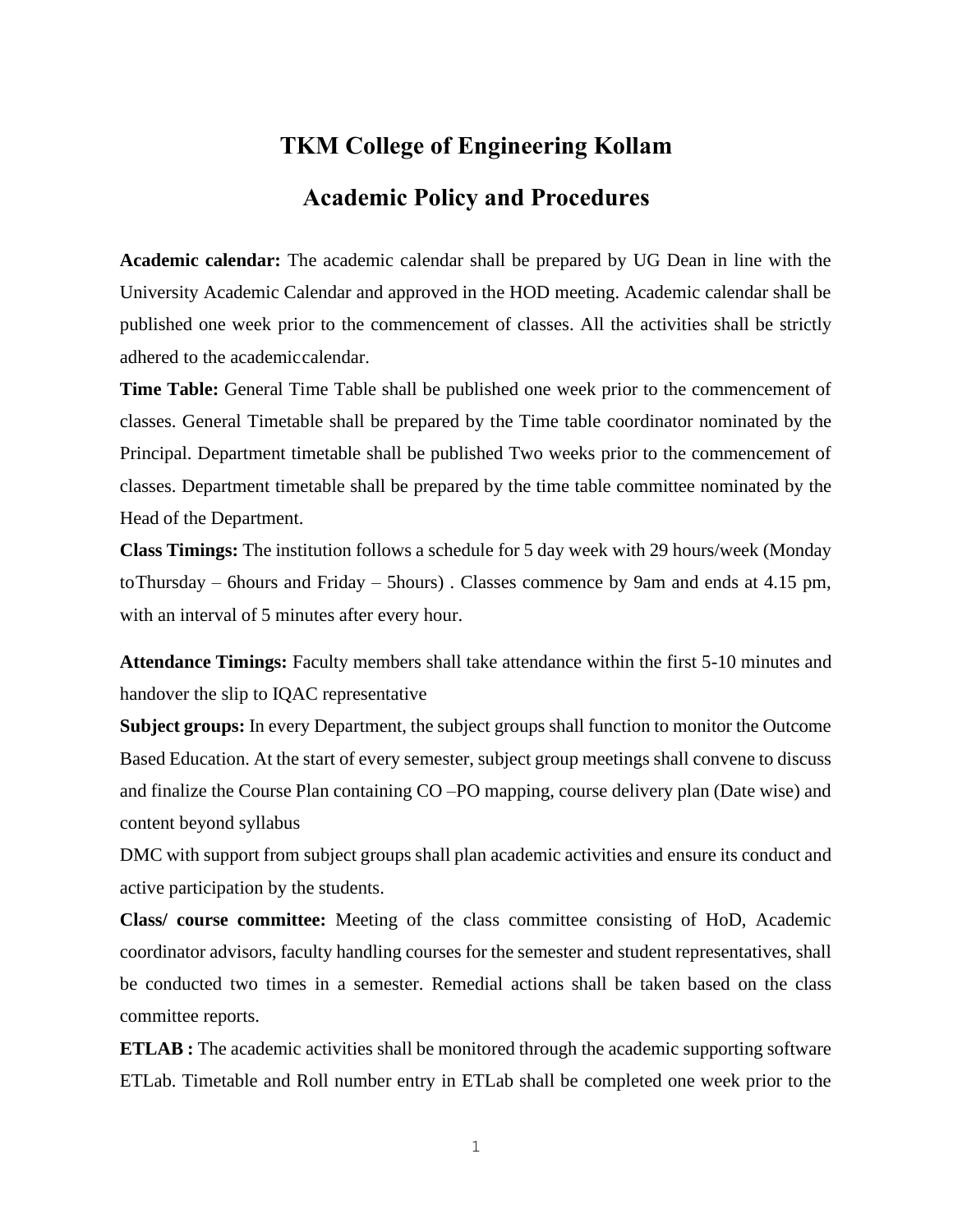# TKM College of Engineering Kollam

## Academic Policy and Procedures

**Academic calendar:** The academic calendar shall be prepared by UG Dean in line with the University Academic Calendar and approved in the HOD meeting. Academic calendar shall be published one week prior to the commencement of classes. All the activities shall be strictly adhered to the academiccalendar.

**Time Table:** General Time Table shall be published one week prior to the commencement of classes. General Timetable shall be prepared by the Time table coordinator nominated by the Principal. Department timetable shall be published Two weeks prior to the commencement of classes. Department timetable shall be prepared by the time table committee nominated by the Head of the Department.

**Class Timings:** The institution follows a schedule for 5 day week with 29 hours/week (Monday toThursday – 6hours and Friday – 5hours) . Classes commence by 9am and ends at 4.15 pm, with an interval of 5 minutes after every hour.

**Attendance Timings:** Faculty members shall take attendance within the first 5-10 minutes and handover the slip to IQAC representative

**Subject groups:** In every Department, the subject groups shall function to monitor the Outcome Based Education. At the start of every semester, subject group meetings shall convene to discuss and finalize the Course Plan containing CO –PO mapping, course delivery plan (Date wise) and content beyond syllabus

DMC with support from subject groups shall plan academic activities and ensure its conduct and active participation by the students.

**Class/ course committee:** Meeting of the class committee consisting of HoD, Academic coordinator advisors, faculty handling courses for the semester and student representatives, shall be conducted two times in a semester. Remedial actions shall be taken based on the class committee reports.

**ETLAB :** The academic activities shall be monitored through the academic supporting software ETLab. Timetable and Roll number entry in ETLab shall be completed one week prior to the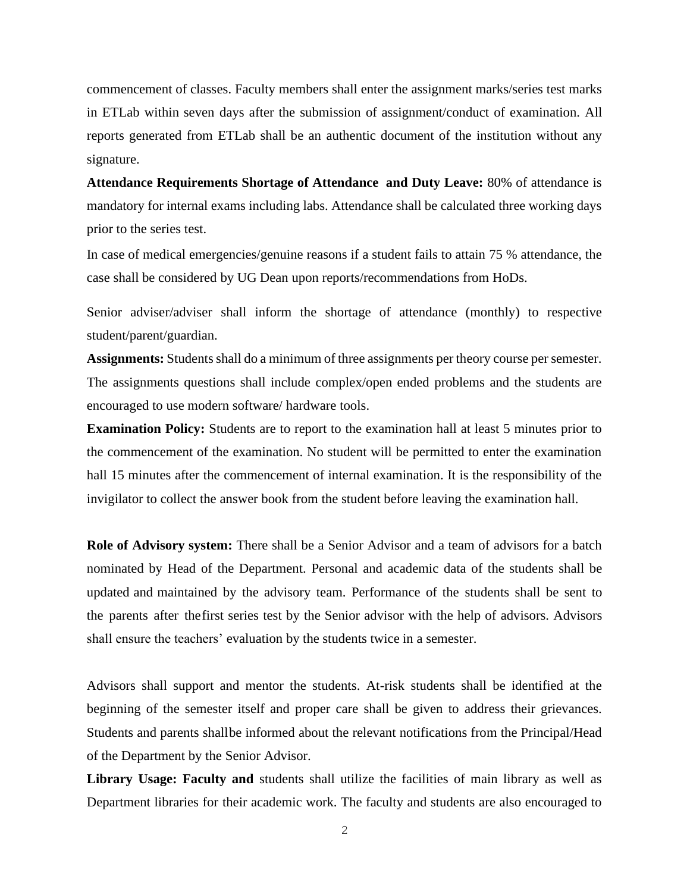commencement of classes. Faculty members shall enter the assignment marks/series test marks in ETLab within seven days after the submission of assignment/conduct of examination. All reports generated from ETLab shall be an authentic document of the institution without any signature.

**Attendance Requirements Shortage of Attendance and Duty Leave:** 80% of attendance is mandatory for internal exams including labs. Attendance shall be calculated three working days prior to the series test.

In case of medical emergencies/genuine reasons if a student fails to attain 75 % attendance, the case shall be considered by UG Dean upon reports/recommendations from HoDs.

Senior adviser/adviser shall inform the shortage of attendance (monthly) to respective student/parent/guardian.

**Assignments:** Students shall do a minimum of three assignments per theory course per semester. The assignments questions shall include complex/open ended problems and the students are encouraged to use modern software/ hardware tools.

**Examination Policy:** Students are to report to the examination hall at least 5 minutes prior to the commencement of the examination. No student will be permitted to enter the examination hall 15 minutes after the commencement of internal examination. It is the responsibility of the invigilator to collect the answer book from the student before leaving the examination hall.

**Role of Advisory system:** There shall be a Senior Advisor and a team of advisors for a batch nominated by Head of the Department. Personal and academic data of the students shall be updated and maintained by the advisory team. Performance of the students shall be sent to the parents after the first series test by the Senior advisor with the help of advisors. Advisors shall ensure the teachers' evaluation by the students twice in a semester.

Advisors shall support and mentor the students. At-risk students shall be identified at the beginning of the semester itself and proper care shall be given to address their grievances. Students and parents shall be informed about the relevant notifications from the Principal/Head of the Department by the Senior Advisor.

**Library Usage: Faculty and** students shall utilize the facilities of main library as well as Department libraries for their academic work. The faculty and students are also encouraged to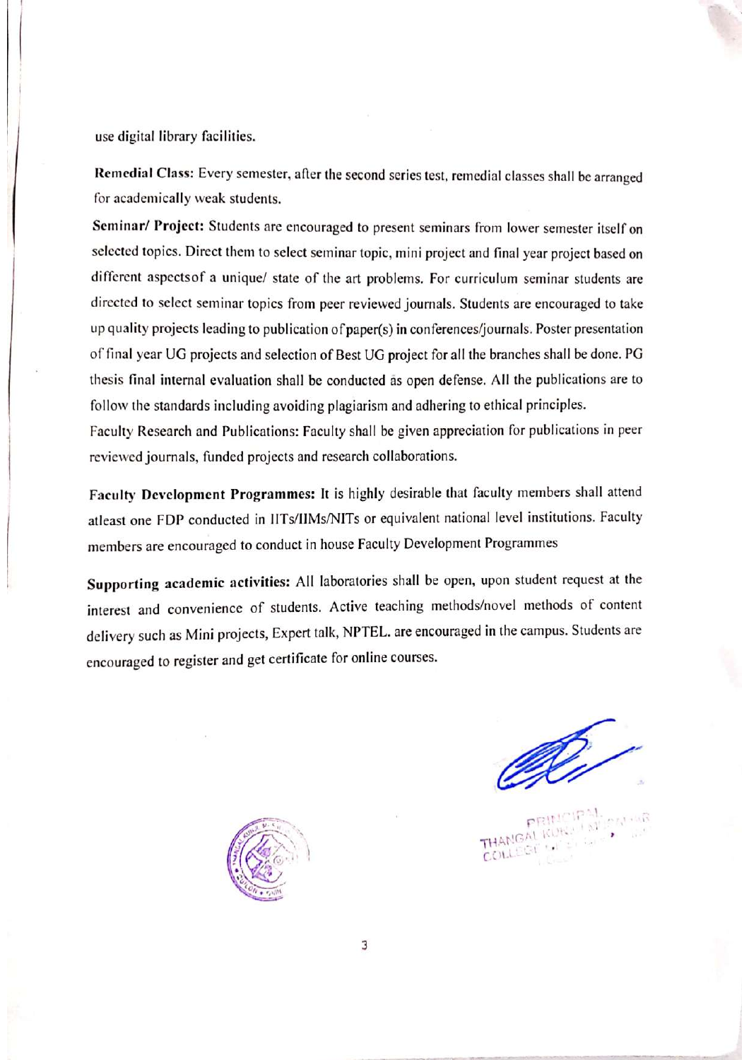use digital library facilities.

**Remedial Class:** Every semester, after the second series test, remedial classes shall be arranged for academically weak students.

**Seminar/ Project:** Students are encouraged to present seminars from lower semester itself on selected topics. Direct them to select seminar topic, mini project and final year project based on different aspectsof a unique/ state of the art problems. For curriculum seminar students are directed to select seminar topics from peer reviewed journals. Students are encouraged to take up quality projects leading to publication of paper(s) in conferences/journals. Poster presentation of final year UG projects and selection of Best UG project for all the branches shall be done. PG thesis final internal evaluation shall be conducted as open defense. All the publications are to follow the standards including avoiding plagiarism and adhering to ethical principles.

Faculty Research and Publications: Faculty shall be given appreciation for publications in peer reviewed journals, funded projects and research collaborations.

**Faculty Development Programmes:** It is highly desirable that faculty members shall attend atleast one FDP conducted in IITs/IIMs/NITs or equivalent national level institutions. Faculty members are encouraged to conduct in house Faculty Development Programmes

**Supporting academic activities:** All laboratories shall be open, upon student request at the interest and convenience of students. Active teaching methods/novel methods of content delivery such as Mini projects, Expert talk, NPTEL. are encouraged in the campus. Students are encouraged to register and get certificate for online courses.

PRINCIPAL
THANGAL KUNJU MUSALIAR COLLEGE OF ENGINEERING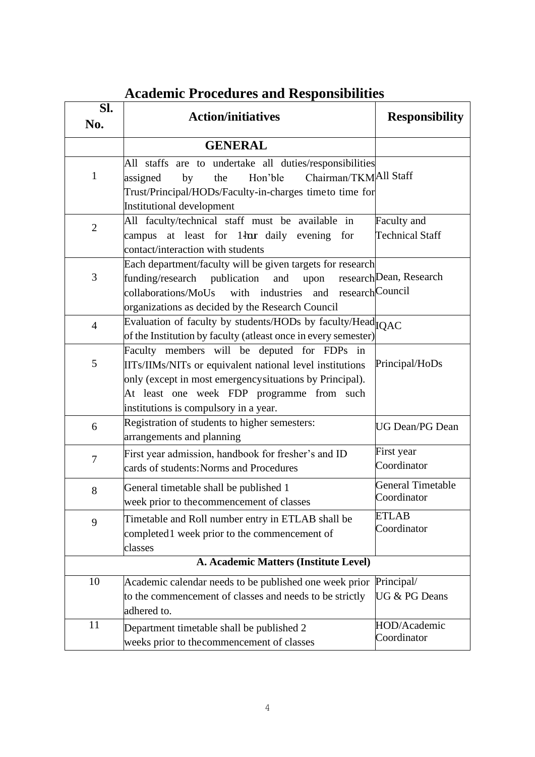## Academic Procedures and Responsibilities

| Sl. No. | Action/initiatives | Responsibility |
|---|---|---|
| | **GENERAL** | |
| 1 | All staffs are to undertake all duties/responsibilities assigned by the Hon'ble Chairman/TKM Trust/Principal/HODs/Faculty-in-charges time to time for Institutional development | All Staff |
| 2 | All faculty/technical staff must be available in campus at least for 1-hr daily evening for contact/interaction with students | Faculty and Technical Staff |
| 3 | Each department/faculty will be given targets for research funding/research publication and upon research collaborations/MoUs with industries and research organizations as decided by the Research Council | Dean, Research Council |
| 4 | Evaluation of faculty by students/HODs by faculty/Head of the Institution by faculty (atleast once in every semester) | IQAC |
| 5 | Faculty members will be deputed for FDPs in IITs/IIMs/NITs or equivalent national level institutions only (except in most emergency situations by Principal). At least one week FDP programme from such institutions is compulsory in a year. | Principal/HoDs |
| 6 | Registration of students to higher semesters: arrangements and planning | UG Dean/PG Dean |
| 7 | First year admission, handbook for fresher's and ID cards of students: Norms and Procedures | First year Coordinator |
| 8 | General timetable shall be published 1 week prior to the commencement of classes | General Timetable Coordinator |
| 9 | Timetable and Roll number entry in ETLAB shall be completed 1 week prior to the commencement of classes | ETLAB Coordinator |
| | **A. Academic Matters (Institute Level)** | |
| 10 | Academic calendar needs to be published one week prior to the commencement of classes and needs to be strictly adhered to. | Principal/ UG & PG Deans |
| 11 | Department timetable shall be published 2 weeks prior to the commencement of classes | HOD/Academic Coordinator |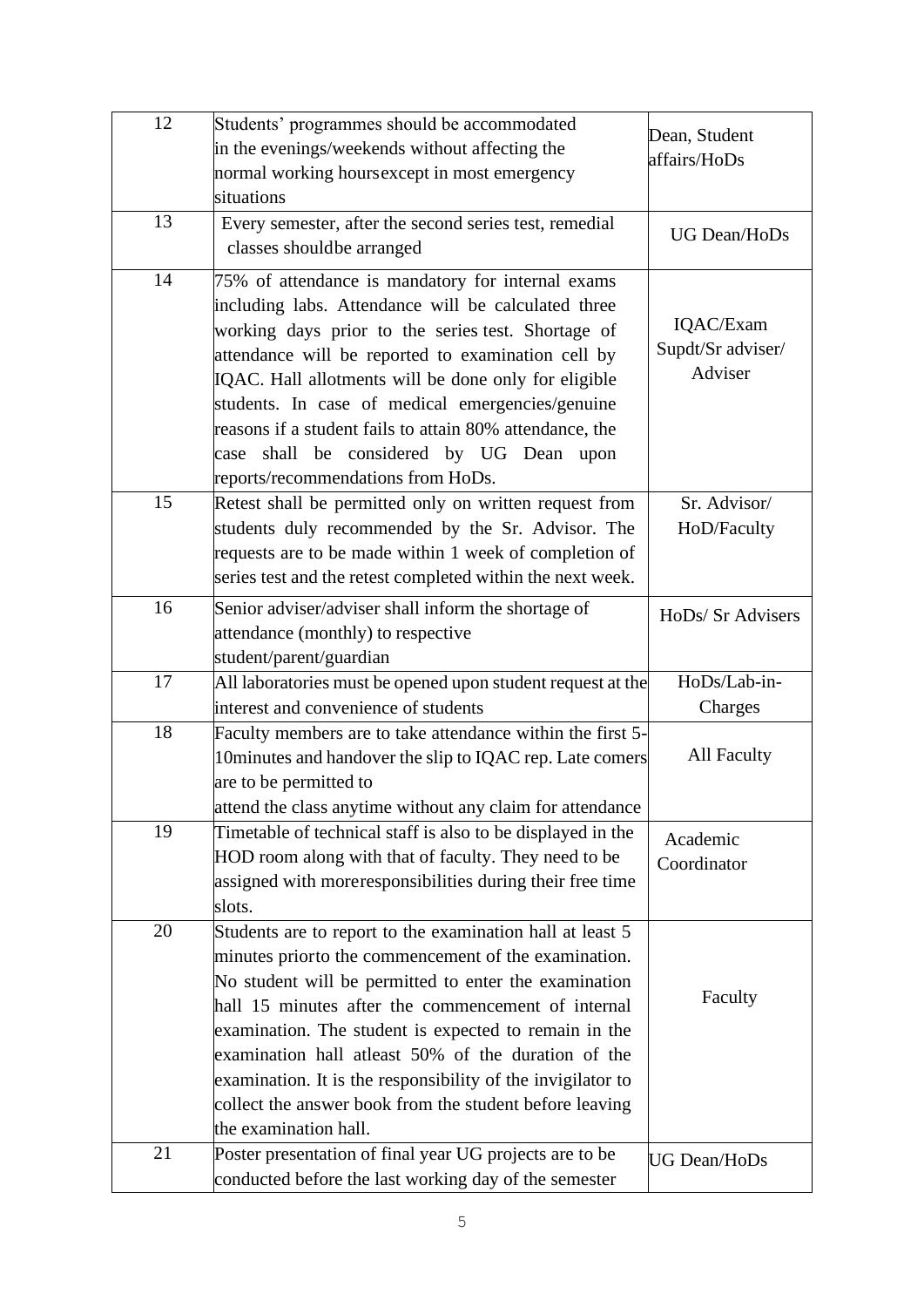| | | |
|---|---|---|
| 12 | Students' programmes should be accommodated in the evenings/weekends without affecting the normal working hoursexcept in most emergency situations | Dean, Student affairs/HoDs |
| 13 | Every semester, after the second series test, remedial classes shouldbe arranged | UG Dean/HoDs |
| 14 | 75% of attendance is mandatory for internal exams including labs. Attendance will be calculated three working days prior to the series test. Shortage of attendance will be reported to examination cell by IQAC. Hall allotments will be done only for eligible students. In case of medical emergencies/genuine reasons if a student fails to attain 80% attendance, the case shall be considered by UG Dean upon reports/recommendations from HoDs. | IQAC/Exam Supdt/Sr adviser/ Adviser |
| 15 | Retest shall be permitted only on written request from students duly recommended by the Sr. Advisor. The requests are to be made within 1 week of completion of series test and the retest completed within the next week. | Sr. Advisor/ HoD/Faculty |
| 16 | Senior adviser/adviser shall inform the shortage of attendance (monthly) to respective student/parent/guardian | HoDs/ Sr Advisers |
| 17 | All laboratories must be opened upon student request at the interest and convenience of students | HoDs/Lab-in-Charges |
| 18 | Faculty members are to take attendance within the first 5-10minutes and handover the slip to IQAC rep. Late comers are to be permitted to attend the class anytime without any claim for attendance | All Faculty |
| 19 | Timetable of technical staff is also to be displayed in the HOD room along with that of faculty. They need to be assigned with moreresponsibilities during their free time slots. | Academic Coordinator |
| 20 | Students are to report to the examination hall at least 5 minutes priorto the commencement of the examination. No student will be permitted to enter the examination hall 15 minutes after the commencement of internal examination. The student is expected to remain in the examination hall atleast 50% of the duration of the examination. It is the responsibility of the invigilator to collect the answer book from the student before leaving the examination hall. | Faculty |
| 21 | Poster presentation of final year UG projects are to be conducted before the last working day of the semester | UG Dean/HoDs |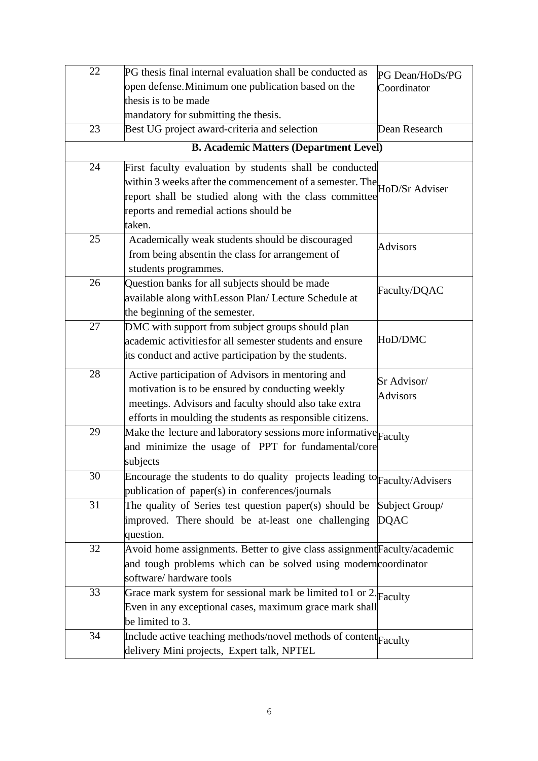| 22 | PG thesis final internal evaluation shall be conducted as open defense.Minimum one publication based on the thesis is to be made mandatory for submitting the thesis. | PG Dean/HoDs/PG Coordinator |
|---|---|---|
| 23 | Best UG project award-criteria and selection | Dean Research |
| | **B. Academic Matters (Department Level)** | |
| 24 | First faculty evaluation by students shall be conducted within 3 weeks after the commencement of a semester. The report shall be studied along with the class committee reports and remedial actions should be taken. | HoD/Sr Adviser |
| 25 | Academically weak students should be discouraged from being absentin the class for arrangement of students programmes. | Advisors |
| 26 | Question banks for all subjects should be made available along withLesson Plan/ Lecture Schedule at the beginning of the semester. | Faculty/DQAC |
| 27 | DMC with support from subject groups should plan academic activitiesfor all semester students and ensure its conduct and active participation by the students. | HoD/DMC |
| 28 | Active participation of Advisors in mentoring and motivation is to be ensured by conducting weekly meetings. Advisors and faculty should also take extra efforts in moulding the students as responsible citizens. | Sr Advisor/ Advisors |
| 29 | Make the lecture and laboratory sessions more informative and minimize the usage of PPT for fundamental/core subjects | Faculty |
| 30 | Encourage the students to do quality projects leading to publication of paper(s) in conferences/journals | Faculty/Advisers |
| 31 | The quality of Series test question paper(s) should be improved. There should be at-least one challenging question. | Subject Group/ DQAC |
| 32 | Avoid home assignments. Better to give class assignment and tough problems which can be solved using modern software/ hardware tools | Faculty/academic coordinator |
| 33 | Grace mark system for sessional mark be limited to1 or 2. Even in any exceptional cases, maximum grace mark shall be limited to 3. | Faculty |
| 34 | Include active teaching methods/novel methods of content delivery Mini projects, Expert talk, NPTEL | Faculty |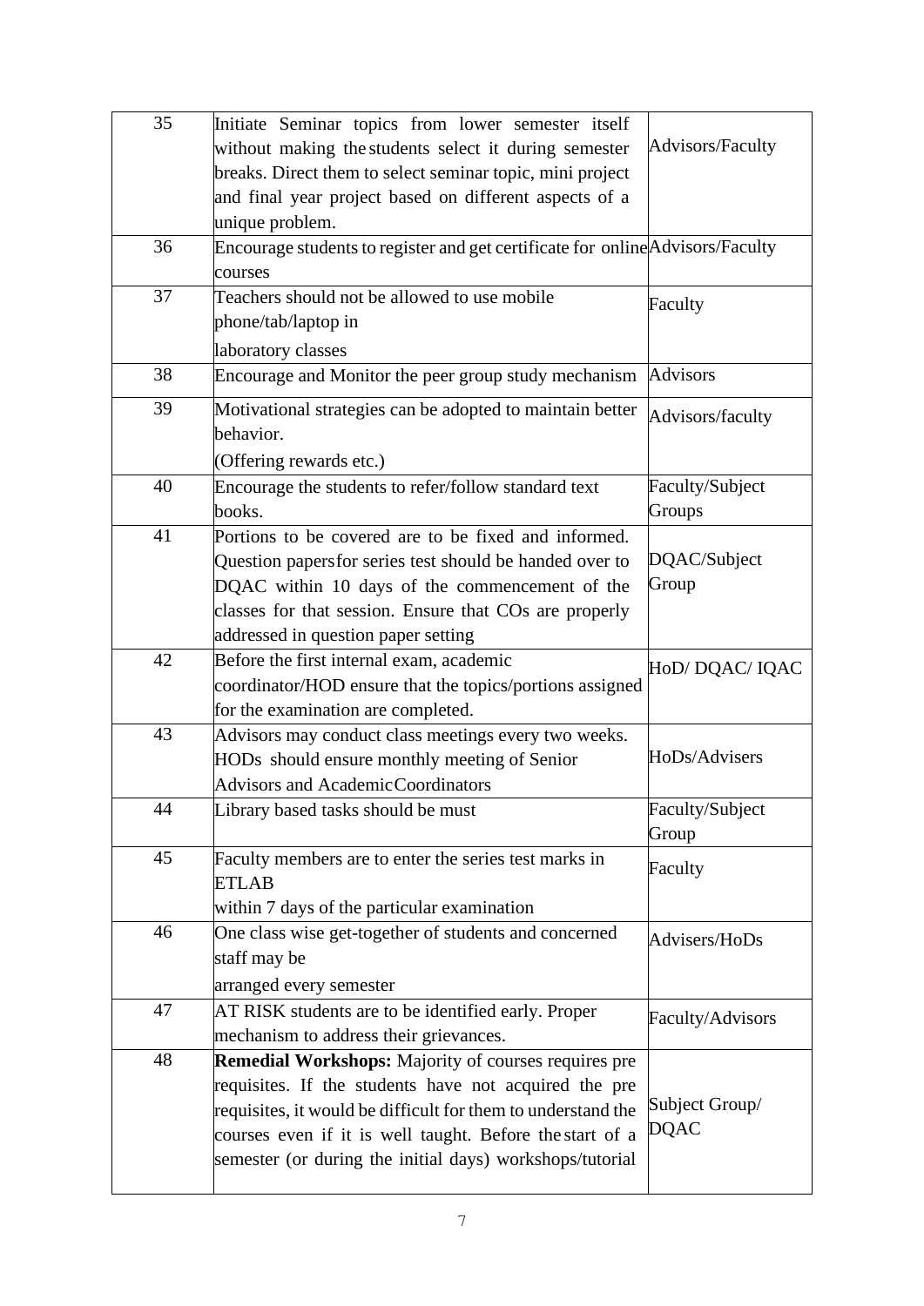| | | |
|---|---|---|
| 35 | Initiate Seminar topics from lower semester itself without making the students select it during semester breaks. Direct them to select seminar topic, mini project and final year project based on different aspects of a unique problem. | Advisors/Faculty |
| 36 | Encourage students to register and get certificate for online courses | Advisors/Faculty |
| 37 | Teachers should not be allowed to use mobile phone/tab/laptop in laboratory classes | Faculty |
| 38 | Encourage and Monitor the peer group study mechanism | Advisors |
| 39 | Motivational strategies can be adopted to maintain better behavior. (Offering rewards etc.) | Advisors/faculty |
| 40 | Encourage the students to refer/follow standard text books. | Faculty/Subject Groups |
| 41 | Portions to be covered are to be fixed and informed. Question papers for series test should be handed over to DQAC within 10 days of the commencement of the classes for that session. Ensure that COs are properly addressed in question paper setting | DQAC/Subject Group |
| 42 | Before the first internal exam, academic coordinator/HOD ensure that the topics/portions assigned for the examination are completed. | HoD/ DQAC/ IQAC |
| 43 | Advisors may conduct class meetings every two weeks. HODs should ensure monthly meeting of Senior Advisors and Academic Coordinators | HoDs/Advisers |
| 44 | Library based tasks should be must | Faculty/Subject Group |
| 45 | Faculty members are to enter the series test marks in ETLAB within 7 days of the particular examination | Faculty |
| 46 | One class wise get-together of students and concerned staff may be arranged every semester | Advisers/HoDs |
| 47 | AT RISK students are to be identified early. Proper mechanism to address their grievances. | Faculty/Advisors |
| 48 | **Remedial Workshops:** Majority of courses requires pre requisites. If the students have not acquired the pre requisites, it would be difficult for them to understand the courses even if it is well taught. Before the start of a semester (or during the initial days) workshops/tutorial | Subject Group/ DQAC |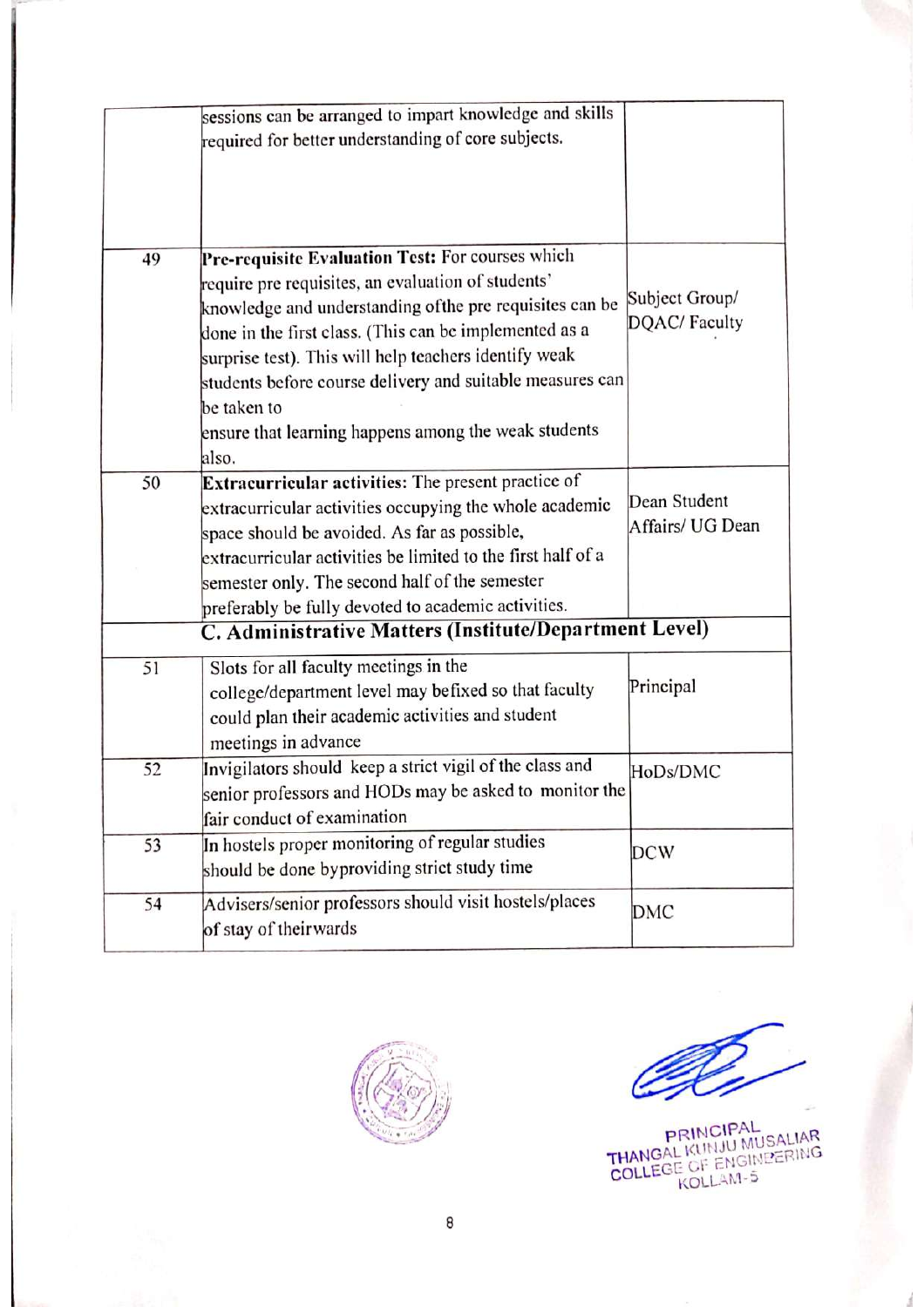| | | |
|---|---|---|
| | sessions can be arranged to impart knowledge and skills required for better understanding of core subjects. | |
| 49 | **Pre-requisite Evaluation Test:** For courses which require pre requisites, an evaluation of students' knowledge and understanding ofthe pre requisites can be done in the first class. (This can be implemented as a surprise test). This will help teachers identify weak students before course delivery and suitable measures can be taken to ensure that learning happens among the weak students also. | Subject Group/ DQAC/ Faculty |
| 50 | **Extracurricular activities:** The present practice of extracurricular activities occupying the whole academic space should be avoided. As far as possible, extracurricular activities be limited to the first half of a semester only. The second half of the semester preferably be fully devoted to academic activities. | Dean Student Affairs/ UG Dean |
| | **C. Administrative Matters (Institute/Department Level)** | |
| 51 | Slots for all faculty meetings in the college/department level may befixed so that faculty could plan their academic activities and student meetings in advance | Principal |
| 52 | Invigilators should keep a strict vigil of the class and senior professors and HODs may be asked to monitor the fair conduct of examination | HoDs/DMC |
| 53 | In hostels proper monitoring of regular studies should be done byproviding strict study time | DCW |
| 54 | Advisers/senior professors should visit hostels/places of stay of theirwards | DMC |

PRINCIPAL
THANGAL KUNJU MUSALIAR
COLLEGE OF ENGINEERING
KOLLAM-5